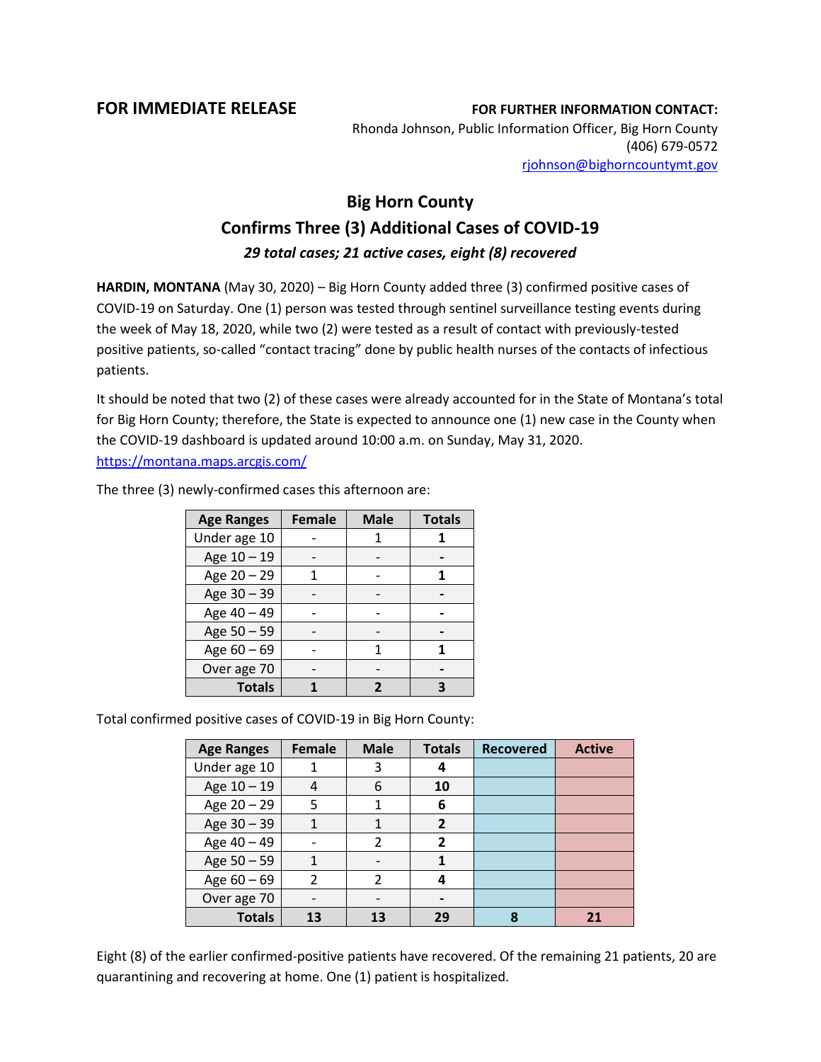**FOR IMMEDIATE RELEASE**

**FOR FURTHER INFORMATION CONTACT:**
Rhonda Johnson, Public Information Officer, Big Horn County
(406) 679-0572
rjohnson@bighorncountymt.gov

# Big Horn County
## Confirms Three (3) Additional Cases of COVID-19
### *29 total cases; 21 active cases, eight (8) recovered*

**HARDIN, MONTANA** (May 30, 2020) – Big Horn County added three (3) confirmed positive cases of COVID-19 on Saturday. One (1) person was tested through sentinel surveillance testing events during the week of May 18, 2020, while two (2) were tested as a result of contact with previously-tested positive patients, so-called "contact tracing" done by public health nurses of the contacts of infectious patients.

It should be noted that two (2) of these cases were already accounted for in the State of Montana's total for Big Horn County; therefore, the State is expected to announce one (1) new case in the County when the COVID-19 dashboard is updated around 10:00 a.m. on Sunday, May 31, 2020. https://montana.maps.arcgis.com/

The three (3) newly-confirmed cases this afternoon are:

| Age Ranges | Female | Male | Totals |
|---|---|---|---|
| Under age 10 | - | 1 | **1** |
| Age 10 – 19 | - | - | **-** |
| Age 20 – 29 | 1 | - | **1** |
| Age 30 – 39 | - | - | **-** |
| Age 40 – 49 | - | - | **-** |
| Age 50 – 59 | - | - | **-** |
| Age 60 – 69 | - | 1 | **1** |
| Over age 70 | - | - | **-** |
| **Totals** | **1** | **2** | **3** |

Total confirmed positive cases of COVID-19 in Big Horn County:

| Age Ranges | Female | Male | Totals | Recovered | Active |
|---|---|---|---|---|---|
| Under age 10 | 1 | 3 | **4** | | |
| Age 10 – 19 | 4 | 6 | **10** | | |
| Age 20 – 29 | 5 | 1 | **6** | | |
| Age 30 – 39 | 1 | 1 | **2** | | |
| Age 40 – 49 | - | 2 | **2** | | |
| Age 50 – 59 | 1 | - | **1** | | |
| Age 60 – 69 | 2 | 2 | **4** | | |
| Over age 70 | - | - | **-** | | |
| **Totals** | **13** | **13** | **29** | **8** | **21** |

Eight (8) of the earlier confirmed-positive patients have recovered. Of the remaining 21 patients, 20 are quarantining and recovering at home. One (1) patient is hospitalized.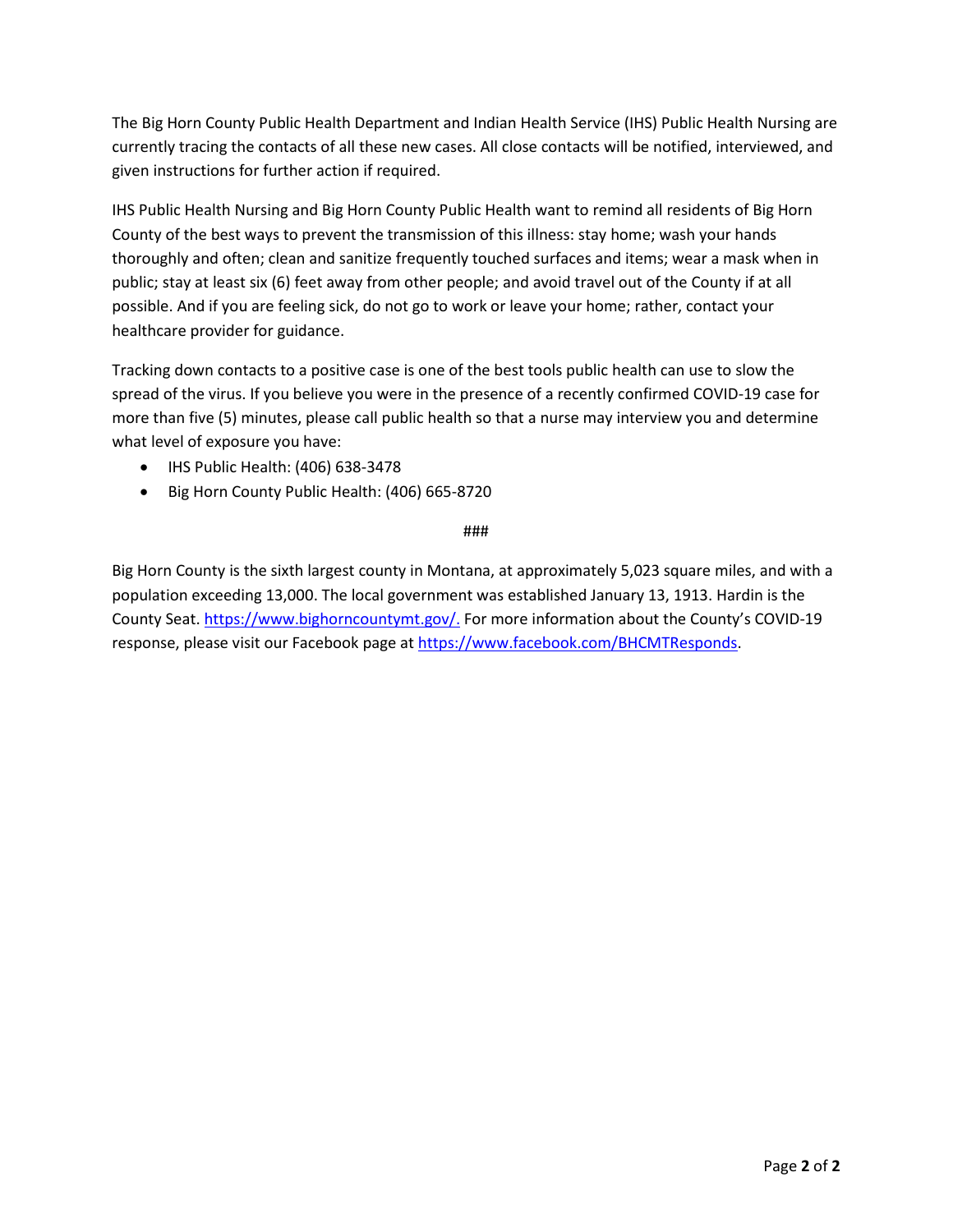The Big Horn County Public Health Department and Indian Health Service (IHS) Public Health Nursing are currently tracing the contacts of all these new cases. All close contacts will be notified, interviewed, and given instructions for further action if required.

IHS Public Health Nursing and Big Horn County Public Health want to remind all residents of Big Horn County of the best ways to prevent the transmission of this illness: stay home; wash your hands thoroughly and often; clean and sanitize frequently touched surfaces and items; wear a mask when in public; stay at least six (6) feet away from other people; and avoid travel out of the County if at all possible. And if you are feeling sick, do not go to work or leave your home; rather, contact your healthcare provider for guidance.

Tracking down contacts to a positive case is one of the best tools public health can use to slow the spread of the virus. If you believe you were in the presence of a recently confirmed COVID-19 case for more than five (5) minutes, please call public health so that a nurse may interview you and determine what level of exposure you have:

- IHS Public Health: (406) 638-3478
- Big Horn County Public Health: (406) 665-8720

###

Big Horn County is the sixth largest county in Montana, at approximately 5,023 square miles, and with a population exceeding 13,000. The local government was established January 13, 1913. Hardin is the County Seat. https://www.bighorncountymt.gov/. For more information about the County's COVID-19 response, please visit our Facebook page at https://www.facebook.com/BHCMTResponds.